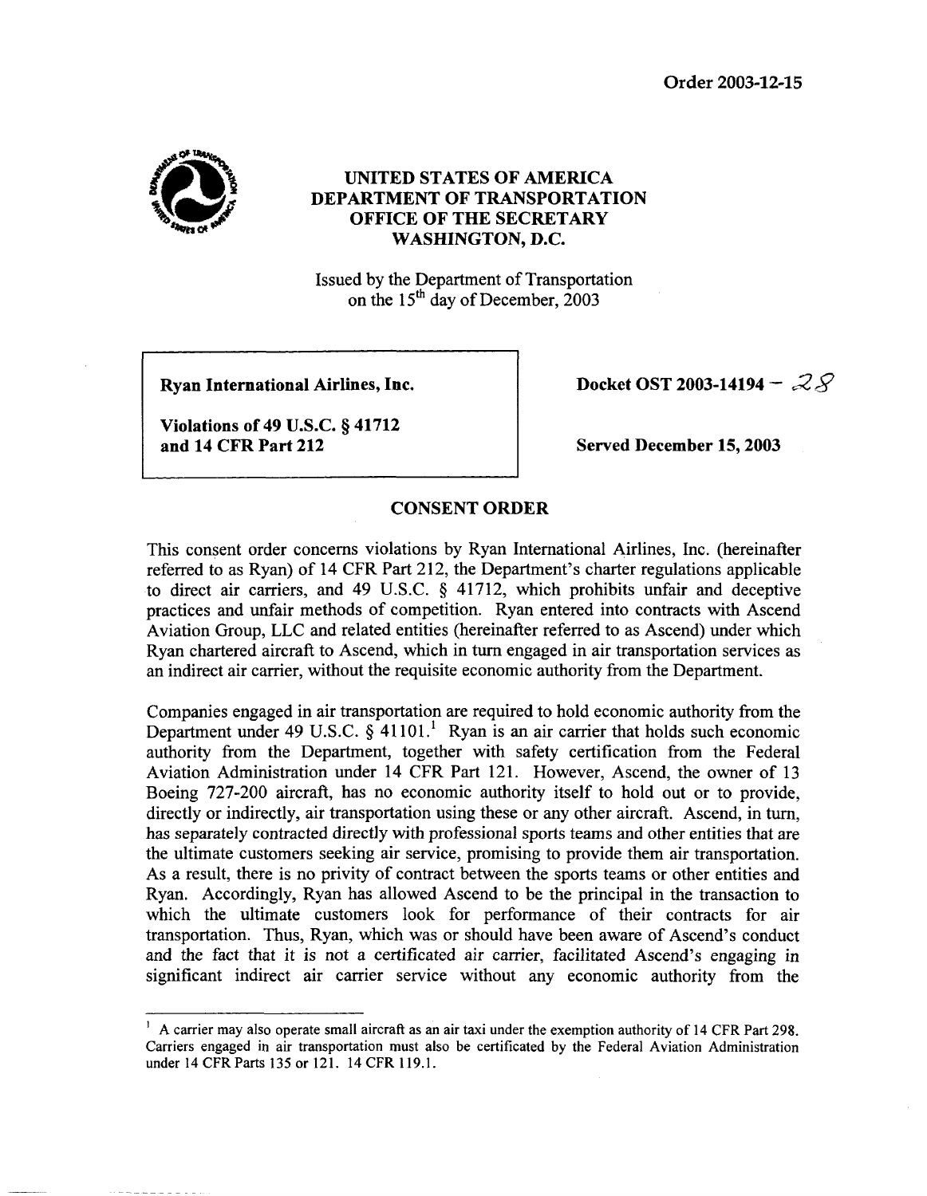Order 2003-12-15

# UNITED STATES OF AMERICA
# DEPARTMENT OF TRANSPORTATION
# OFFICE OF THE SECRETARY
# WASHINGTON, D.C.

Issued by the Department of Transportation
on the 15th day of December, 2003

| | |
|---|---|
| **Ryan International Airlines, Inc.**<br><br>**Violations of 49 U.S.C. § 41712 and 14 CFR Part 212** | **Docket OST 2003-14194 – 28**<br><br>**Served December 15, 2003** |

## CONSENT ORDER

This consent order concerns violations by Ryan International Airlines, Inc. (hereinafter referred to as Ryan) of 14 CFR Part 212, the Department's charter regulations applicable to direct air carriers, and 49 U.S.C. § 41712, which prohibits unfair and deceptive practices and unfair methods of competition. Ryan entered into contracts with Ascend Aviation Group, LLC and related entities (hereinafter referred to as Ascend) under which Ryan chartered aircraft to Ascend, which in turn engaged in air transportation services as an indirect air carrier, without the requisite economic authority from the Department.

Companies engaged in air transportation are required to hold economic authority from the Department under 49 U.S.C. § 41101.[1] Ryan is an air carrier that holds such economic authority from the Department, together with safety certification from the Federal Aviation Administration under 14 CFR Part 121. However, Ascend, the owner of 13 Boeing 727-200 aircraft, has no economic authority itself to hold out or to provide, directly or indirectly, air transportation using these or any other aircraft. Ascend, in turn, has separately contracted directly with professional sports teams and other entities that are the ultimate customers seeking air service, promising to provide them air transportation. As a result, there is no privity of contract between the sports teams or other entities and Ryan. Accordingly, Ryan has allowed Ascend to be the principal in the transaction to which the ultimate customers look for performance of their contracts for air transportation. Thus, Ryan, which was or should have been aware of Ascend's conduct and the fact that it is not a certificated air carrier, facilitated Ascend's engaging in significant indirect air carrier service without any economic authority from the

---

[1] A carrier may also operate small aircraft as an air taxi under the exemption authority of 14 CFR Part 298. Carriers engaged in air transportation must also be certificated by the Federal Aviation Administration under 14 CFR Parts 135 or 121. 14 CFR 119.1.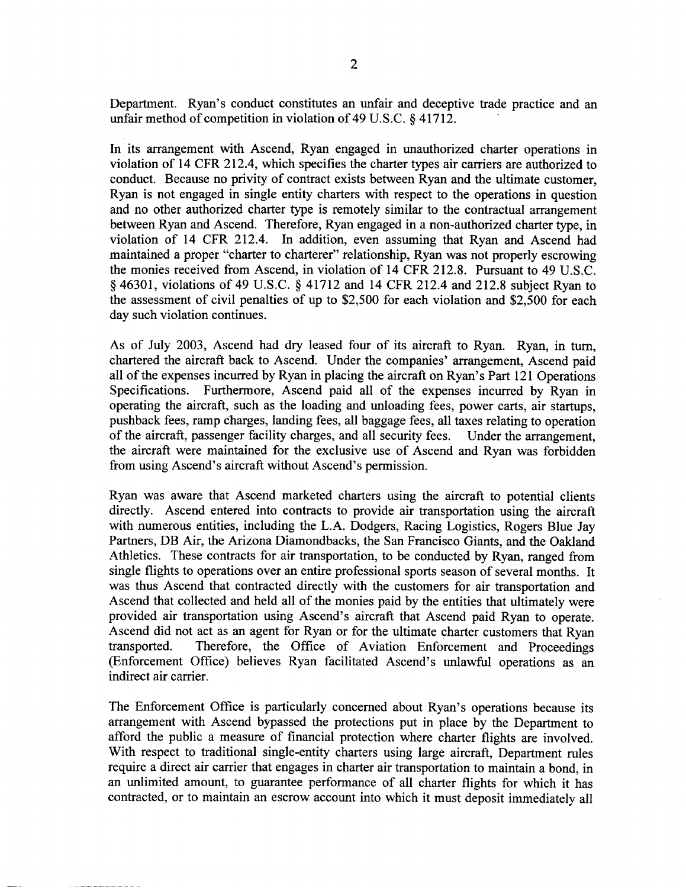Department. Ryan's conduct constitutes an unfair and deceptive trade practice and an unfair method of competition in violation of 49 U.S.C. § 41712.

In its arrangement with Ascend, Ryan engaged in unauthorized charter operations in violation of 14 CFR 212.4, which specifies the charter types air carriers are authorized to conduct. Because no privity of contract exists between Ryan and the ultimate customer, Ryan is not engaged in single entity charters with respect to the operations in question and no other authorized charter type is remotely similar to the contractual arrangement between Ryan and Ascend. Therefore, Ryan engaged in a non-authorized charter type, in violation of 14 CFR 212.4. In addition, even assuming that Ryan and Ascend had maintained a proper "charter to charterer" relationship, Ryan was not properly escrowing the monies received from Ascend, in violation of 14 CFR 212.8. Pursuant to 49 U.S.C. § 46301, violations of 49 U.S.C. § 41712 and 14 CFR 212.4 and 212.8 subject Ryan to the assessment of civil penalties of up to $2,500 for each violation and $2,500 for each day such violation continues.

As of July 2003, Ascend had dry leased four of its aircraft to Ryan. Ryan, in turn, chartered the aircraft back to Ascend. Under the companies' arrangement, Ascend paid all of the expenses incurred by Ryan in placing the aircraft on Ryan's Part 121 Operations Specifications. Furthermore, Ascend paid all of the expenses incurred by Ryan in operating the aircraft, such as the loading and unloading fees, power carts, air startups, pushback fees, ramp charges, landing fees, all baggage fees, all taxes relating to operation of the aircraft, passenger facility charges, and all security fees. Under the arrangement, the aircraft were maintained for the exclusive use of Ascend and Ryan was forbidden from using Ascend's aircraft without Ascend's permission.

Ryan was aware that Ascend marketed charters using the aircraft to potential clients directly. Ascend entered into contracts to provide air transportation using the aircraft with numerous entities, including the L.A. Dodgers, Racing Logistics, Rogers Blue Jay Partners, DB Air, the Arizona Diamondbacks, the San Francisco Giants, and the Oakland Athletics. These contracts for air transportation, to be conducted by Ryan, ranged from single flights to operations over an entire professional sports season of several months. It was thus Ascend that contracted directly with the customers for air transportation and Ascend that collected and held all of the monies paid by the entities that ultimately were provided air transportation using Ascend's aircraft that Ascend paid Ryan to operate. Ascend did not act as an agent for Ryan or for the ultimate charter customers that Ryan transported. Therefore, the Office of Aviation Enforcement and Proceedings (Enforcement Office) believes Ryan facilitated Ascend's unlawful operations as an indirect air carrier.

The Enforcement Office is particularly concerned about Ryan's operations because its arrangement with Ascend bypassed the protections put in place by the Department to afford the public a measure of financial protection where charter flights are involved. With respect to traditional single-entity charters using large aircraft, Department rules require a direct air carrier that engages in charter air transportation to maintain a bond, in an unlimited amount, to guarantee performance of all charter flights for which it has contracted, or to maintain an escrow account into which it must deposit immediately all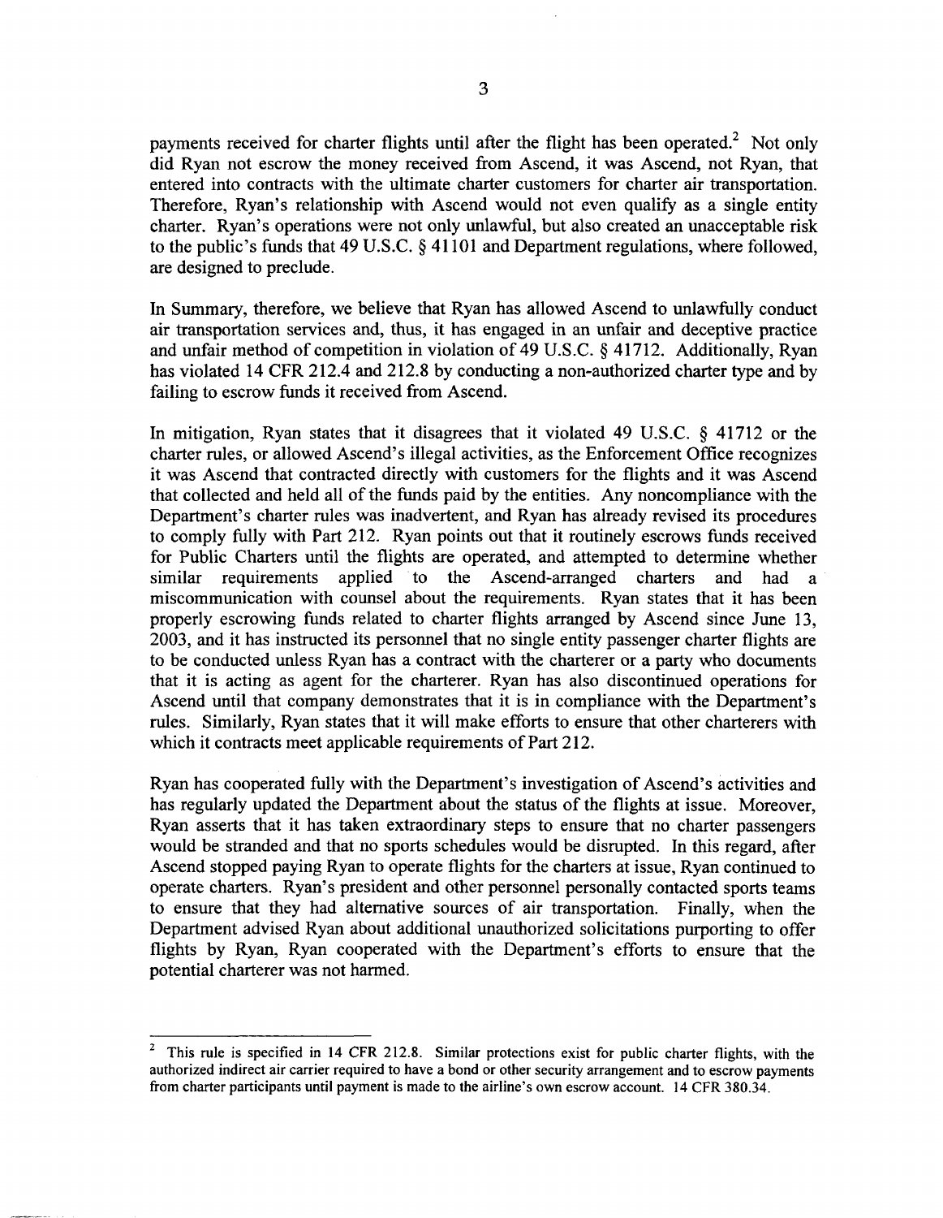payments received for charter flights until after the flight has been operated.[2] Not only did Ryan not escrow the money received from Ascend, it was Ascend, not Ryan, that entered into contracts with the ultimate charter customers for charter air transportation. Therefore, Ryan's relationship with Ascend would not even qualify as a single entity charter. Ryan's operations were not only unlawful, but also created an unacceptable risk to the public's funds that 49 U.S.C. § 41101 and Department regulations, where followed, are designed to preclude.

In Summary, therefore, we believe that Ryan has allowed Ascend to unlawfully conduct air transportation services and, thus, it has engaged in an unfair and deceptive practice and unfair method of competition in violation of 49 U.S.C. § 41712. Additionally, Ryan has violated 14 CFR 212.4 and 212.8 by conducting a non-authorized charter type and by failing to escrow funds it received from Ascend.

In mitigation, Ryan states that it disagrees that it violated 49 U.S.C. § 41712 or the charter rules, or allowed Ascend's illegal activities, as the Enforcement Office recognizes it was Ascend that contracted directly with customers for the flights and it was Ascend that collected and held all of the funds paid by the entities. Any noncompliance with the Department's charter rules was inadvertent, and Ryan has already revised its procedures to comply fully with Part 212. Ryan points out that it routinely escrows funds received for Public Charters until the flights are operated, and attempted to determine whether similar requirements applied to the Ascend-arranged charters and had a miscommunication with counsel about the requirements. Ryan states that it has been properly escrowing funds related to charter flights arranged by Ascend since June 13, 2003, and it has instructed its personnel that no single entity passenger charter flights are to be conducted unless Ryan has a contract with the charterer or a party who documents that it is acting as agent for the charterer. Ryan has also discontinued operations for Ascend until that company demonstrates that it is in compliance with the Department's rules. Similarly, Ryan states that it will make efforts to ensure that other charterers with which it contracts meet applicable requirements of Part 212.

Ryan has cooperated fully with the Department's investigation of Ascend's activities and has regularly updated the Department about the status of the flights at issue. Moreover, Ryan asserts that it has taken extraordinary steps to ensure that no charter passengers would be stranded and that no sports schedules would be disrupted. In this regard, after Ascend stopped paying Ryan to operate flights for the charters at issue, Ryan continued to operate charters. Ryan's president and other personnel personally contacted sports teams to ensure that they had alternative sources of air transportation. Finally, when the Department advised Ryan about additional unauthorized solicitations purporting to offer flights by Ryan, Ryan cooperated with the Department's efforts to ensure that the potential charterer was not harmed.

---

[2] This rule is specified in 14 CFR 212.8. Similar protections exist for public charter flights, with the authorized indirect air carrier required to have a bond or other security arrangement and to escrow payments from charter participants until payment is made to the airline's own escrow account. 14 CFR 380.34.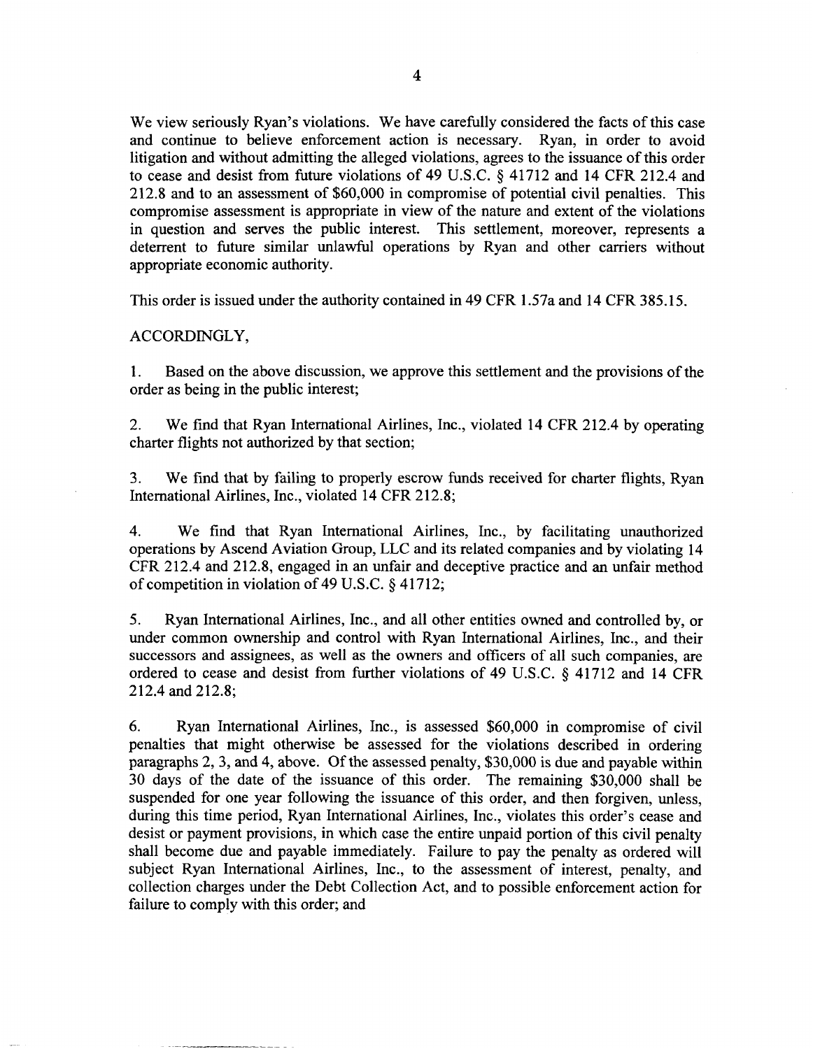We view seriously Ryan's violations. We have carefully considered the facts of this case and continue to believe enforcement action is necessary. Ryan, in order to avoid litigation and without admitting the alleged violations, agrees to the issuance of this order to cease and desist from future violations of 49 U.S.C. § 41712 and 14 CFR 212.4 and 212.8 and to an assessment of $60,000 in compromise of potential civil penalties. This compromise assessment is appropriate in view of the nature and extent of the violations in question and serves the public interest. This settlement, moreover, represents a deterrent to future similar unlawful operations by Ryan and other carriers without appropriate economic authority.

This order is issued under the authority contained in 49 CFR 1.57a and 14 CFR 385.15.

ACCORDINGLY,

1. Based on the above discussion, we approve this settlement and the provisions of the order as being in the public interest;

2. We find that Ryan International Airlines, Inc., violated 14 CFR 212.4 by operating charter flights not authorized by that section;

3. We find that by failing to properly escrow funds received for charter flights, Ryan International Airlines, Inc., violated 14 CFR 212.8;

4. We find that Ryan International Airlines, Inc., by facilitating unauthorized operations by Ascend Aviation Group, LLC and its related companies and by violating 14 CFR 212.4 and 212.8, engaged in an unfair and deceptive practice and an unfair method of competition in violation of 49 U.S.C. § 41712;

5. Ryan International Airlines, Inc., and all other entities owned and controlled by, or under common ownership and control with Ryan International Airlines, Inc., and their successors and assignees, as well as the owners and officers of all such companies, are ordered to cease and desist from further violations of 49 U.S.C. § 41712 and 14 CFR 212.4 and 212.8;

6. Ryan International Airlines, Inc., is assessed $60,000 in compromise of civil penalties that might otherwise be assessed for the violations described in ordering paragraphs 2, 3, and 4, above. Of the assessed penalty, $30,000 is due and payable within 30 days of the date of the issuance of this order. The remaining $30,000 shall be suspended for one year following the issuance of this order, and then forgiven, unless, during this time period, Ryan International Airlines, Inc., violates this order's cease and desist or payment provisions, in which case the entire unpaid portion of this civil penalty shall become due and payable immediately. Failure to pay the penalty as ordered will subject Ryan International Airlines, Inc., to the assessment of interest, penalty, and collection charges under the Debt Collection Act, and to possible enforcement action for failure to comply with this order; and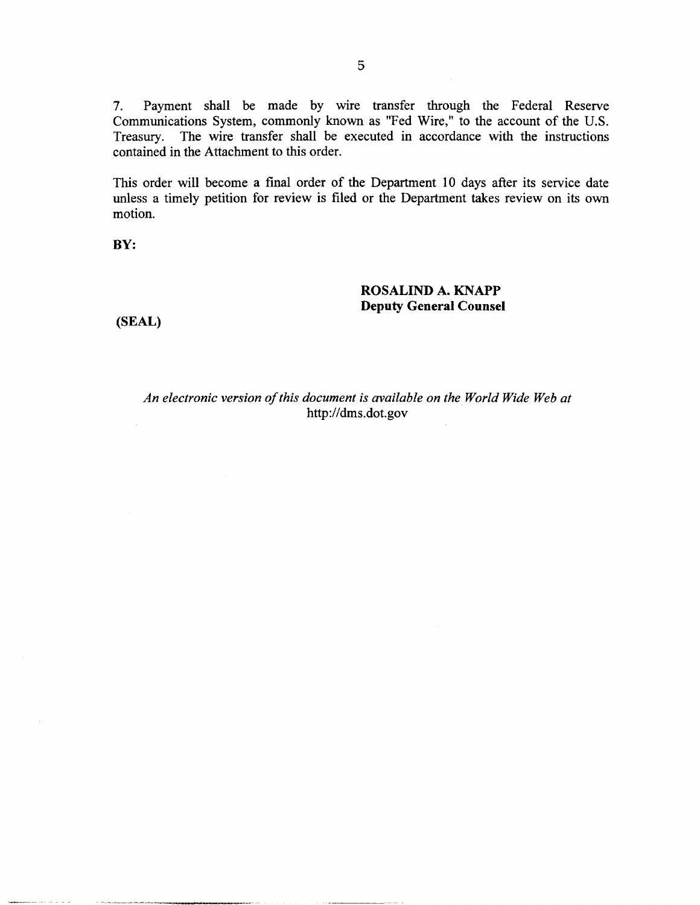7. Payment shall be made by wire transfer through the Federal Reserve Communications System, commonly known as "Fed Wire," to the account of the U.S. Treasury. The wire transfer shall be executed in accordance with the instructions contained in the Attachment to this order.

This order will become a final order of the Department 10 days after its service date unless a timely petition for review is filed or the Department takes review on its own motion.

**BY:**

**ROSALIND A. KNAPP**
**Deputy General Counsel**

**(SEAL)**

*An electronic version of this document is available on the World Wide Web at* http://dms.dot.gov